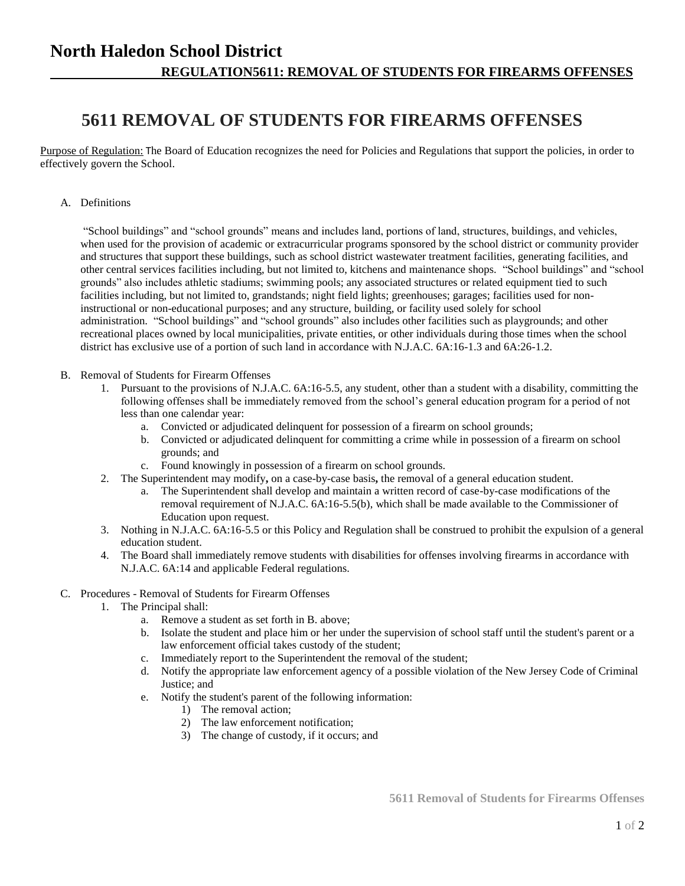# North Haledon School District

**REGULATION5611: REMOVAL OF STUDENTS FOR FIREARMS OFFENSES**

## 5611 REMOVAL OF STUDENTS FOR FIREARMS OFFENSES

Purpose of Regulation: The Board of Education recognizes the need for Policies and Regulations that support the policies, in order to effectively govern the School.

A. Definitions

"School buildings" and "school grounds" means and includes land, portions of land, structures, buildings, and vehicles, when used for the provision of academic or extracurricular programs sponsored by the school district or community provider and structures that support these buildings, such as school district wastewater treatment facilities, generating facilities, and other central services facilities including, but not limited to, kitchens and maintenance shops. "School buildings" and "school grounds" also includes athletic stadiums; swimming pools; any associated structures or related equipment tied to such facilities including, but not limited to, grandstands; night field lights; greenhouses; garages; facilities used for non-instructional or non-educational purposes; and any structure, building, or facility used solely for school administration. "School buildings" and "school grounds" also includes other facilities such as playgrounds; and other recreational places owned by local municipalities, private entities, or other individuals during those times when the school district has exclusive use of a portion of such land in accordance with N.J.A.C. 6A:16-1.3 and 6A:26-1.2.

B. Removal of Students for Firearm Offenses

1. Pursuant to the provisions of N.J.A.C. 6A:16-5.5, any student, other than a student with a disability, committing the following offenses shall be immediately removed from the school's general education program for a period of not less than one calendar year:
    a. Convicted or adjudicated delinquent for possession of a firearm on school grounds;
    b. Convicted or adjudicated delinquent for committing a crime while in possession of a firearm on school grounds; and
    c. Found knowingly in possession of a firearm on school grounds.
2. The Superintendent may modify**,** on a case-by-case basis**,** the removal of a general education student.
    a. The Superintendent shall develop and maintain a written record of case-by-case modifications of the removal requirement of N.J.A.C. 6A:16-5.5(b), which shall be made available to the Commissioner of Education upon request.
3. Nothing in N.J.A.C. 6A:16-5.5 or this Policy and Regulation shall be construed to prohibit the expulsion of a general education student.
4. The Board shall immediately remove students with disabilities for offenses involving firearms in accordance with N.J.A.C. 6A:14 and applicable Federal regulations.

C. Procedures - Removal of Students for Firearm Offenses

1. The Principal shall:
    a. Remove a student as set forth in B. above;
    b. Isolate the student and place him or her under the supervision of school staff until the student's parent or a law enforcement official takes custody of the student;
    c. Immediately report to the Superintendent the removal of the student;
    d. Notify the appropriate law enforcement agency of a possible violation of the New Jersey Code of Criminal Justice; and
    e. Notify the student's parent of the following information:
        1) The removal action;
        2) The law enforcement notification;
        3) The change of custody, if it occurs; and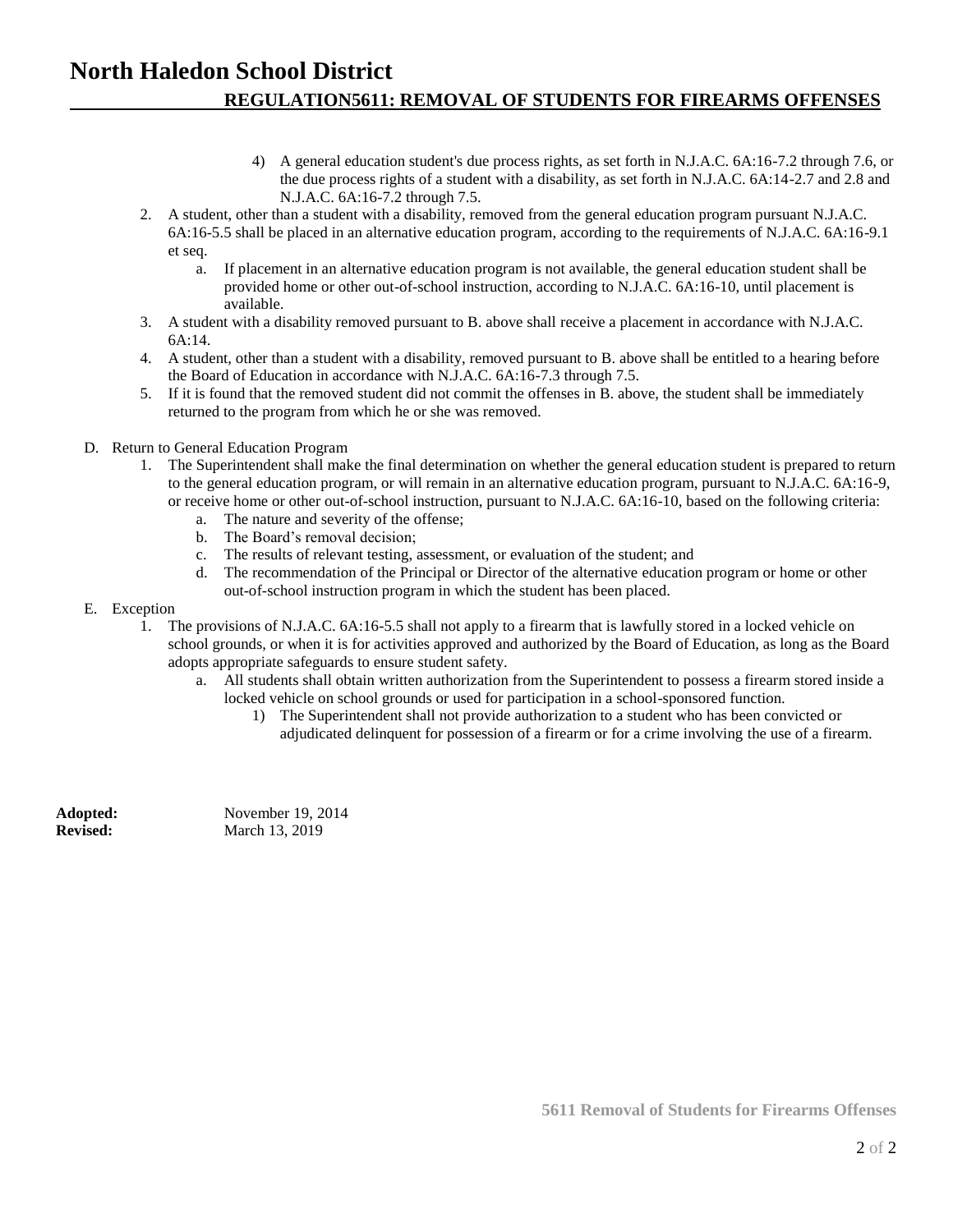4) A general education student's due process rights, as set forth in N.J.A.C. 6A:16-7.2 through 7.6, or the due process rights of a student with a disability, as set forth in N.J.A.C. 6A:14-2.7 and 2.8 and N.J.A.C. 6A:16-7.2 through 7.5.

2. A student, other than a student with a disability, removed from the general education program pursuant N.J.A.C. 6A:16-5.5 shall be placed in an alternative education program, according to the requirements of N.J.A.C. 6A:16-9.1 et seq.
   a. If placement in an alternative education program is not available, the general education student shall be provided home or other out-of-school instruction, according to N.J.A.C. 6A:16-10, until placement is available.
3. A student with a disability removed pursuant to B. above shall receive a placement in accordance with N.J.A.C. 6A:14.
4. A student, other than a student with a disability, removed pursuant to B. above shall be entitled to a hearing before the Board of Education in accordance with N.J.A.C. 6A:16-7.3 through 7.5.
5. If it is found that the removed student did not commit the offenses in B. above, the student shall be immediately returned to the program from which he or she was removed.

D. Return to General Education Program
   1. The Superintendent shall make the final determination on whether the general education student is prepared to return to the general education program, or will remain in an alternative education program, pursuant to N.J.A.C. 6A:16-9, or receive home or other out-of-school instruction, pursuant to N.J.A.C. 6A:16-10, based on the following criteria:
      a. The nature and severity of the offense;
      b. The Board's removal decision;
      c. The results of relevant testing, assessment, or evaluation of the student; and
      d. The recommendation of the Principal or Director of the alternative education program or home or other out-of-school instruction program in which the student has been placed.

E. Exception
   1. The provisions of N.J.A.C. 6A:16-5.5 shall not apply to a firearm that is lawfully stored in a locked vehicle on school grounds, or when it is for activities approved and authorized by the Board of Education, as long as the Board adopts appropriate safeguards to ensure student safety.
      a. All students shall obtain written authorization from the Superintendent to possess a firearm stored inside a locked vehicle on school grounds or used for participation in a school-sponsored function.
         1) The Superintendent shall not provide authorization to a student who has been convicted or adjudicated delinquent for possession of a firearm or for a crime involving the use of a firearm.

**Adopted:** November 19, 2014
**Revised:** March 13, 2019